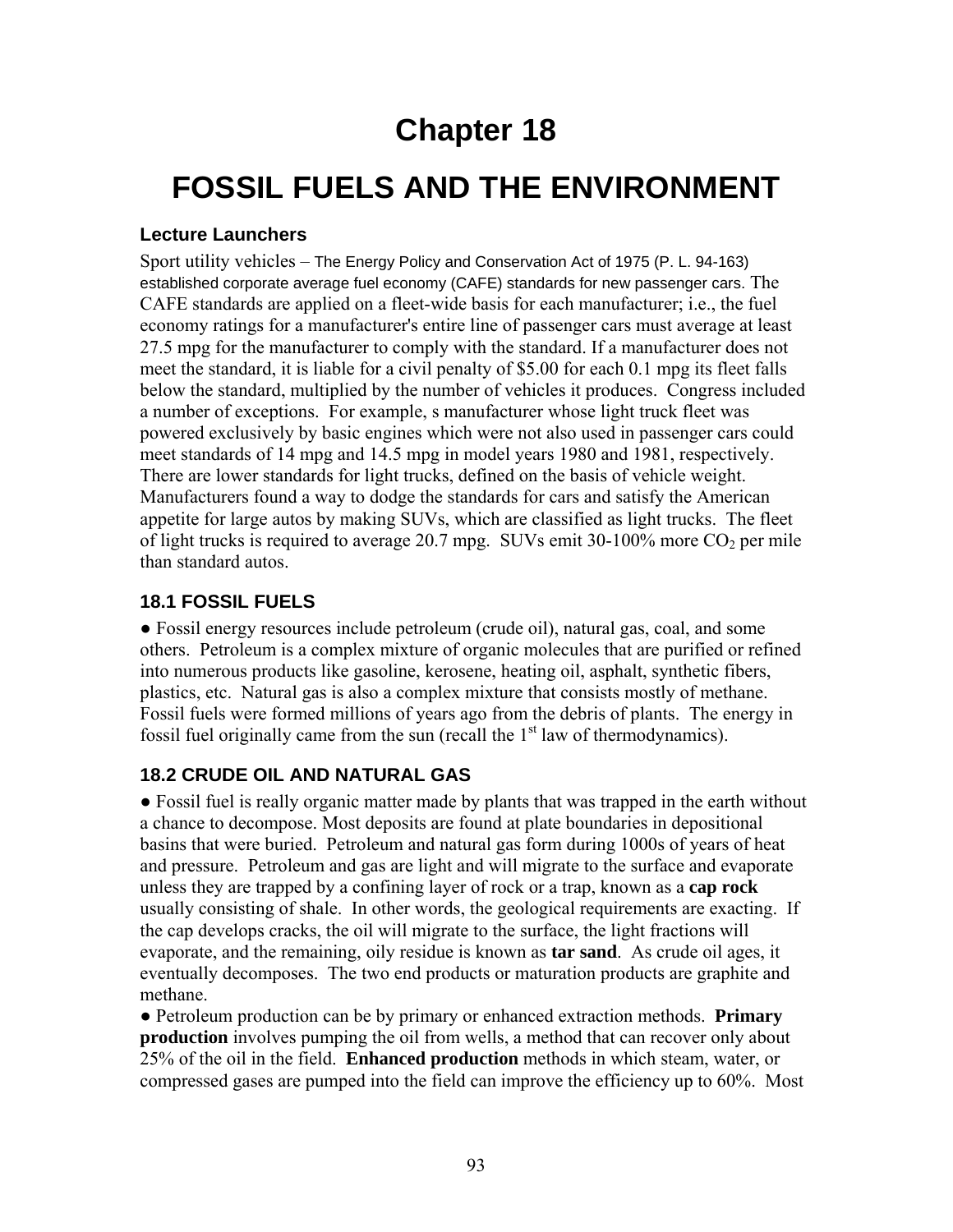# Chapter 18

# FOSSIL FUELS AND THE ENVIRONMENT

### Lecture Launchers

Sport utility vehicles – The Energy Policy and Conservation Act of 1975 (P. L. 94-163) established corporate average fuel economy (CAFE) standards for new passenger cars. The CAFE standards are applied on a fleet-wide basis for each manufacturer; i.e., the fuel economy ratings for a manufacturer's entire line of passenger cars must average at least 27.5 mpg for the manufacturer to comply with the standard. If a manufacturer does not meet the standard, it is liable for a civil penalty of $5.00 for each 0.1 mpg its fleet falls below the standard, multiplied by the number of vehicles it produces. Congress included a number of exceptions. For example, s manufacturer whose light truck fleet was powered exclusively by basic engines which were not also used in passenger cars could meet standards of 14 mpg and 14.5 mpg in model years 1980 and 1981, respectively. There are lower standards for light trucks, defined on the basis of vehicle weight. Manufacturers found a way to dodge the standards for cars and satisfy the American appetite for large autos by making SUVs, which are classified as light trucks. The fleet of light trucks is required to average 20.7 mpg. SUVs emit 30-100% more $CO_2$ per mile than standard autos.

### 18.1 FOSSIL FUELS

● Fossil energy resources include petroleum (crude oil), natural gas, coal, and some others. Petroleum is a complex mixture of organic molecules that are purified or refined into numerous products like gasoline, kerosene, heating oil, asphalt, synthetic fibers, plastics, etc. Natural gas is also a complex mixture that consists mostly of methane. Fossil fuels were formed millions of years ago from the debris of plants. The energy in fossil fuel originally came from the sun (recall the 1st law of thermodynamics).

### 18.2 CRUDE OIL AND NATURAL GAS

● Fossil fuel is really organic matter made by plants that was trapped in the earth without a chance to decompose. Most deposits are found at plate boundaries in depositional basins that were buried. Petroleum and natural gas form during 1000s of years of heat and pressure. Petroleum and gas are light and will migrate to the surface and evaporate unless they are trapped by a confining layer of rock or a trap, known as a **cap rock** usually consisting of shale. In other words, the geological requirements are exacting. If the cap develops cracks, the oil will migrate to the surface, the light fractions will evaporate, and the remaining, oily residue is known as **tar sand**. As crude oil ages, it eventually decomposes. The two end products or maturation products are graphite and methane.

● Petroleum production can be by primary or enhanced extraction methods. **Primary production** involves pumping the oil from wells, a method that can recover only about 25% of the oil in the field. **Enhanced production** methods in which steam, water, or compressed gases are pumped into the field can improve the efficiency up to 60%. Most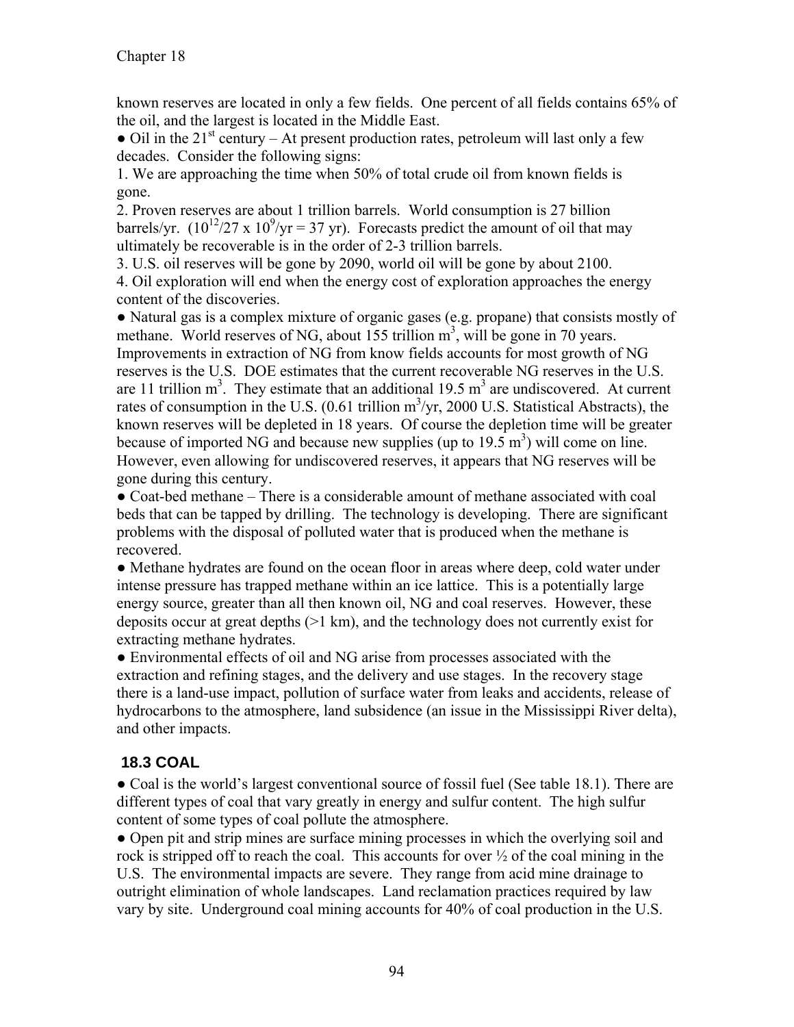known reserves are located in only a few fields. One percent of all fields contains 65% of the oil, and the largest is located in the Middle East.

● Oil in the 21st century – At present production rates, petroleum will last only a few decades. Consider the following signs:

1. We are approaching the time when 50% of total crude oil from known fields is gone.
2. Proven reserves are about 1 trillion barrels. World consumption is 27 billion barrels/yr. ($10^{12}/27 \times 10^9/\text{yr} = 37$ yr). Forecasts predict the amount of oil that may ultimately be recoverable is in the order of 2-3 trillion barrels.
3. U.S. oil reserves will be gone by 2090, world oil will be gone by about 2100.
4. Oil exploration will end when the energy cost of exploration approaches the energy content of the discoveries.

● Natural gas is a complex mixture of organic gases (e.g. propane) that consists mostly of methane. World reserves of NG, about 155 trillion $m^3$, will be gone in 70 years. Improvements in extraction of NG from know fields accounts for most growth of NG reserves is the U.S. DOE estimates that the current recoverable NG reserves in the U.S. are 11 trillion $m^3$. They estimate that an additional 19.5 $m^3$ are undiscovered. At current rates of consumption in the U.S. (0.61 trillion $m^3$/yr, 2000 U.S. Statistical Abstracts), the known reserves will be depleted in 18 years. Of course the depletion time will be greater because of imported NG and because new supplies (up to 19.5 $m^3$) will come on line. However, even allowing for undiscovered reserves, it appears that NG reserves will be gone during this century.

● Coat-bed methane – There is a considerable amount of methane associated with coal beds that can be tapped by drilling. The technology is developing. There are significant problems with the disposal of polluted water that is produced when the methane is recovered.

● Methane hydrates are found on the ocean floor in areas where deep, cold water under intense pressure has trapped methane within an ice lattice. This is a potentially large energy source, greater than all then known oil, NG and coal reserves. However, these deposits occur at great depths (>1 km), and the technology does not currently exist for extracting methane hydrates.

● Environmental effects of oil and NG arise from processes associated with the extraction and refining stages, and the delivery and use stages. In the recovery stage there is a land-use impact, pollution of surface water from leaks and accidents, release of hydrocarbons to the atmosphere, land subsidence (an issue in the Mississippi River delta), and other impacts.

## 18.3 COAL

● Coal is the world's largest conventional source of fossil fuel (See table 18.1). There are different types of coal that vary greatly in energy and sulfur content. The high sulfur content of some types of coal pollute the atmosphere.

● Open pit and strip mines are surface mining processes in which the overlying soil and rock is stripped off to reach the coal. This accounts for over ½ of the coal mining in the U.S. The environmental impacts are severe. They range from acid mine drainage to outright elimination of whole landscapes. Land reclamation practices required by law vary by site. Underground coal mining accounts for 40% of coal production in the U.S.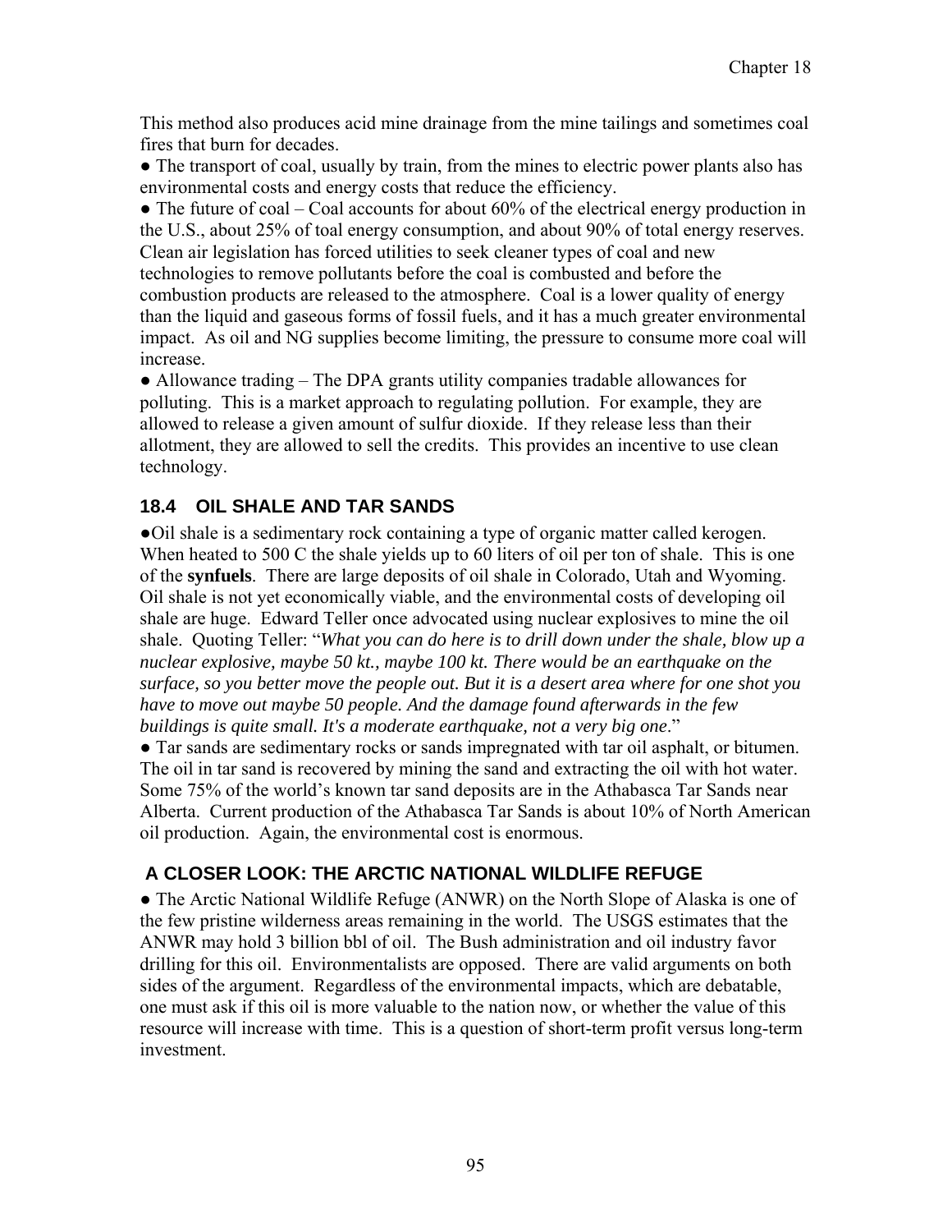This method also produces acid mine drainage from the mine tailings and sometimes coal fires that burn for decades.

● The transport of coal, usually by train, from the mines to electric power plants also has environmental costs and energy costs that reduce the efficiency.

● The future of coal – Coal accounts for about 60% of the electrical energy production in the U.S., about 25% of toal energy consumption, and about 90% of total energy reserves. Clean air legislation has forced utilities to seek cleaner types of coal and new technologies to remove pollutants before the coal is combusted and before the combustion products are released to the atmosphere. Coal is a lower quality of energy than the liquid and gaseous forms of fossil fuels, and it has a much greater environmental impact. As oil and NG supplies become limiting, the pressure to consume more coal will increase.

● Allowance trading – The DPA grants utility companies tradable allowances for polluting. This is a market approach to regulating pollution. For example, they are allowed to release a given amount of sulfur dioxide. If they release less than their allotment, they are allowed to sell the credits. This provides an incentive to use clean technology.

## 18.4 OIL SHALE AND TAR SANDS

●Oil shale is a sedimentary rock containing a type of organic matter called kerogen. When heated to 500 C the shale yields up to 60 liters of oil per ton of shale. This is one of the **synfuels**. There are large deposits of oil shale in Colorado, Utah and Wyoming. Oil shale is not yet economically viable, and the environmental costs of developing oil shale are huge. Edward Teller once advocated using nuclear explosives to mine the oil shale. Quoting Teller: "*What you can do here is to drill down under the shale, blow up a nuclear explosive, maybe 50 kt., maybe 100 kt. There would be an earthquake on the surface, so you better move the people out. But it is a desert area where for one shot you have to move out maybe 50 people. And the damage found afterwards in the few buildings is quite small. It's a moderate earthquake, not a very big one*."

● Tar sands are sedimentary rocks or sands impregnated with tar oil asphalt, or bitumen. The oil in tar sand is recovered by mining the sand and extracting the oil with hot water. Some 75% of the world's known tar sand deposits are in the Athabasca Tar Sands near Alberta. Current production of the Athabasca Tar Sands is about 10% of North American oil production. Again, the environmental cost is enormous.

## A CLOSER LOOK: THE ARCTIC NATIONAL WILDLIFE REFUGE

● The Arctic National Wildlife Refuge (ANWR) on the North Slope of Alaska is one of the few pristine wilderness areas remaining in the world. The USGS estimates that the ANWR may hold 3 billion bbl of oil. The Bush administration and oil industry favor drilling for this oil. Environmentalists are opposed. There are valid arguments on both sides of the argument. Regardless of the environmental impacts, which are debatable, one must ask if this oil is more valuable to the nation now, or whether the value of this resource will increase with time. This is a question of short-term profit versus long-term investment.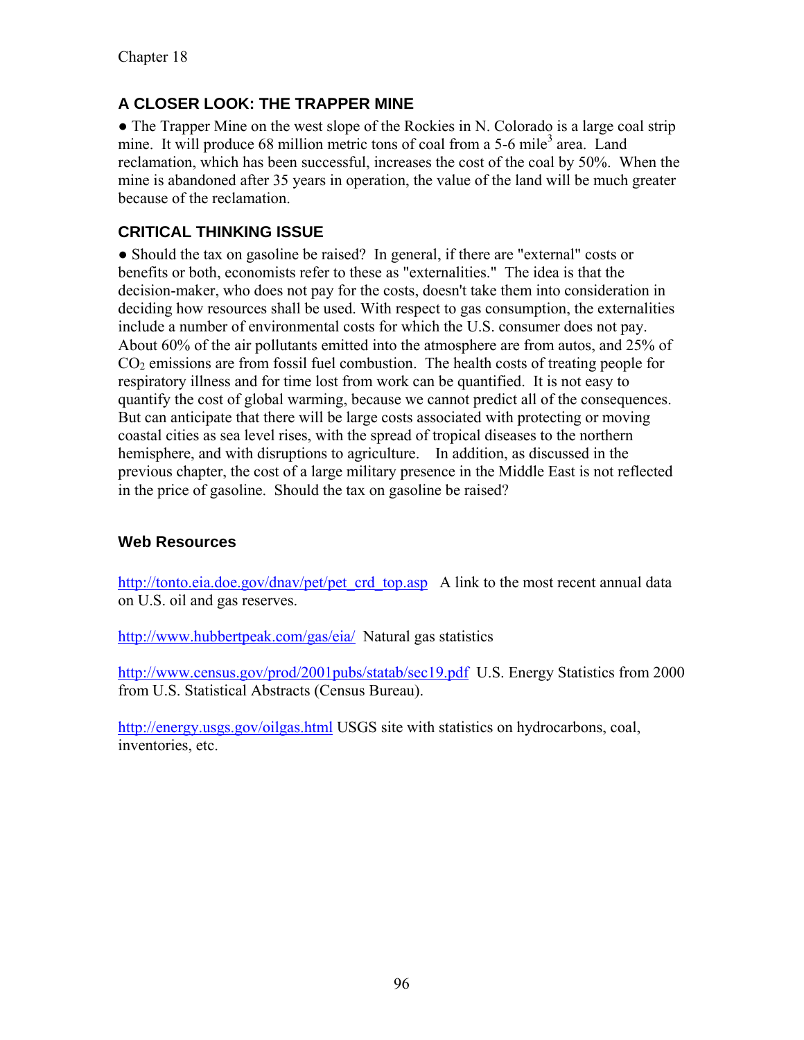Chapter 18

## A CLOSER LOOK: THE TRAPPER MINE

● The Trapper Mine on the west slope of the Rockies in N. Colorado is a large coal strip mine. It will produce 68 million metric tons of coal from a 5-6 $mile^3$ area. Land reclamation, which has been successful, increases the cost of the coal by 50%. When the mine is abandoned after 35 years in operation, the value of the land will be much greater because of the reclamation.

## CRITICAL THINKING ISSUE

● Should the tax on gasoline be raised? In general, if there are "external" costs or benefits or both, economists refer to these as "externalities." The idea is that the decision-maker, who does not pay for the costs, doesn't take them into consideration in deciding how resources shall be used. With respect to gas consumption, the externalities include a number of environmental costs for which the U.S. consumer does not pay. About 60% of the air pollutants emitted into the atmosphere are from autos, and 25% of $CO_2$ emissions are from fossil fuel combustion. The health costs of treating people for respiratory illness and for time lost from work can be quantified. It is not easy to quantify the cost of global warming, because we cannot predict all of the consequences. But can anticipate that there will be large costs associated with protecting or moving coastal cities as sea level rises, with the spread of tropical diseases to the northern hemisphere, and with disruptions to agriculture. In addition, as discussed in the previous chapter, the cost of a large military presence in the Middle East is not reflected in the price of gasoline. Should the tax on gasoline be raised?

## Web Resources

http://tonto.eia.doe.gov/dnav/pet/pet_crd_top.asp A link to the most recent annual data on U.S. oil and gas reserves.

http://www.hubbertpeak.com/gas/eia/ Natural gas statistics

http://www.census.gov/prod/2001pubs/statab/sec19.pdf U.S. Energy Statistics from 2000 from U.S. Statistical Abstracts (Census Bureau).

http://energy.usgs.gov/oilgas.html USGS site with statistics on hydrocarbons, coal, inventories, etc.